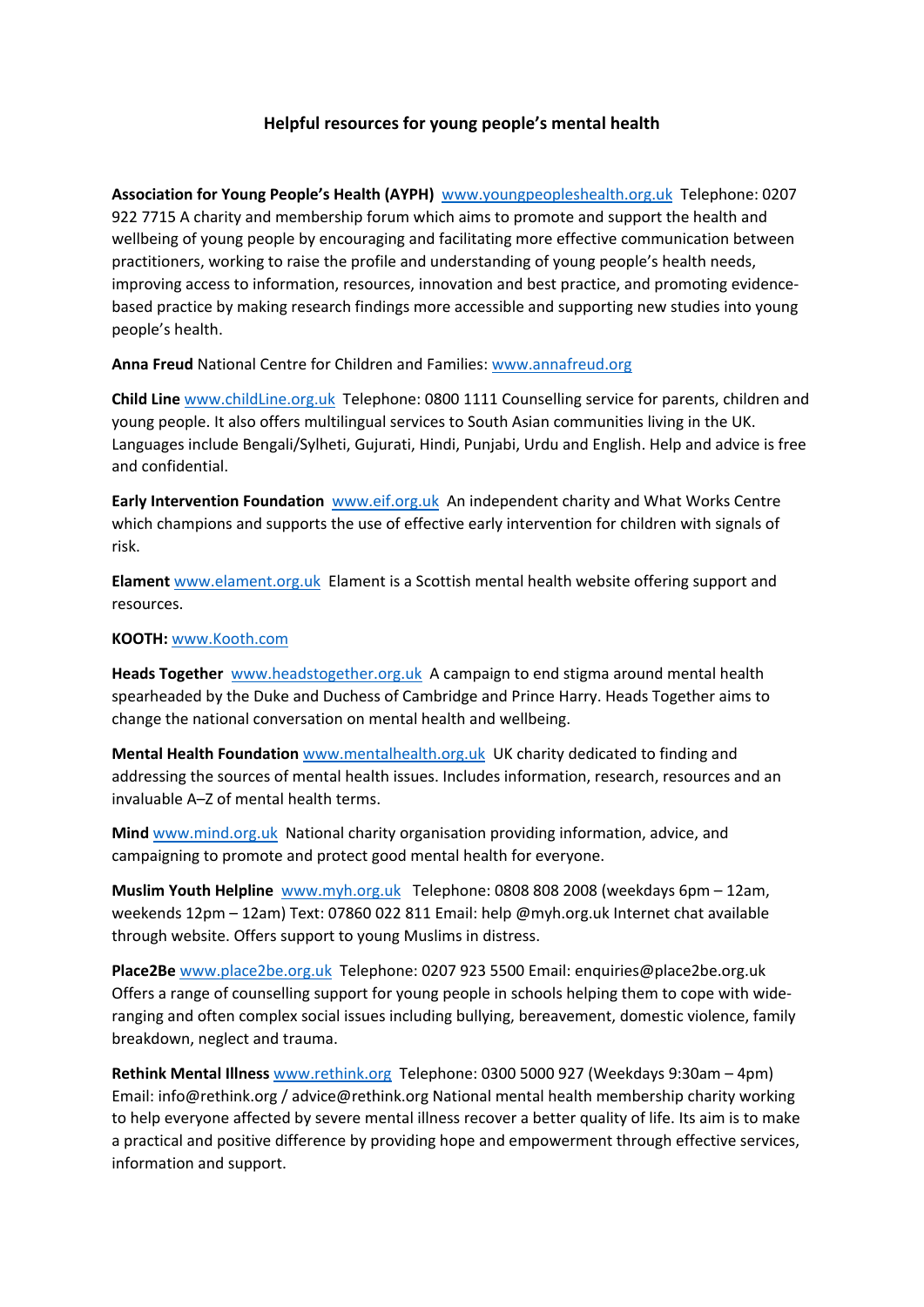# Helpful resources for young people's mental health

**Association for Young People's Health (AYPH)** www.youngpeopleshealth.org.uk Telephone: 0207 922 7715 A charity and membership forum which aims to promote and support the health and wellbeing of young people by encouraging and facilitating more effective communication between practitioners, working to raise the profile and understanding of young people's health needs, improving access to information, resources, innovation and best practice, and promoting evidence-based practice by making research findings more accessible and supporting new studies into young people's health.

**Anna Freud** National Centre for Children and Families: www.annafreud.org

**Child Line** www.childLine.org.uk Telephone: 0800 1111 Counselling service for parents, children and young people. It also offers multilingual services to South Asian communities living in the UK. Languages include Bengali/Sylheti, Gujurati, Hindi, Punjabi, Urdu and English. Help and advice is free and confidential.

**Early Intervention Foundation** www.eif.org.uk An independent charity and What Works Centre which champions and supports the use of effective early intervention for children with signals of risk.

**Elament** www.elament.org.uk Elament is a Scottish mental health website offering support and resources.

**KOOTH:** www.Kooth.com

**Heads Together** www.headstogether.org.uk A campaign to end stigma around mental health spearheaded by the Duke and Duchess of Cambridge and Prince Harry. Heads Together aims to change the national conversation on mental health and wellbeing.

**Mental Health Foundation** www.mentalhealth.org.uk UK charity dedicated to finding and addressing the sources of mental health issues. Includes information, research, resources and an invaluable A–Z of mental health terms.

**Mind** www.mind.org.uk National charity organisation providing information, advice, and campaigning to promote and protect good mental health for everyone.

**Muslim Youth Helpline** www.myh.org.uk Telephone: 0808 808 2008 (weekdays 6pm – 12am, weekends 12pm – 12am) Text: 07860 022 811 Email: help @myh.org.uk Internet chat available through website. Offers support to young Muslims in distress.

**Place2Be** www.place2be.org.uk Telephone: 0207 923 5500 Email: enquiries@place2be.org.uk Offers a range of counselling support for young people in schools helping them to cope with wide-ranging and often complex social issues including bullying, bereavement, domestic violence, family breakdown, neglect and trauma.

**Rethink Mental Illness** www.rethink.org Telephone: 0300 5000 927 (Weekdays 9:30am – 4pm) Email: info@rethink.org / advice@rethink.org National mental health membership charity working to help everyone affected by severe mental illness recover a better quality of life. Its aim is to make a practical and positive difference by providing hope and empowerment through effective services, information and support.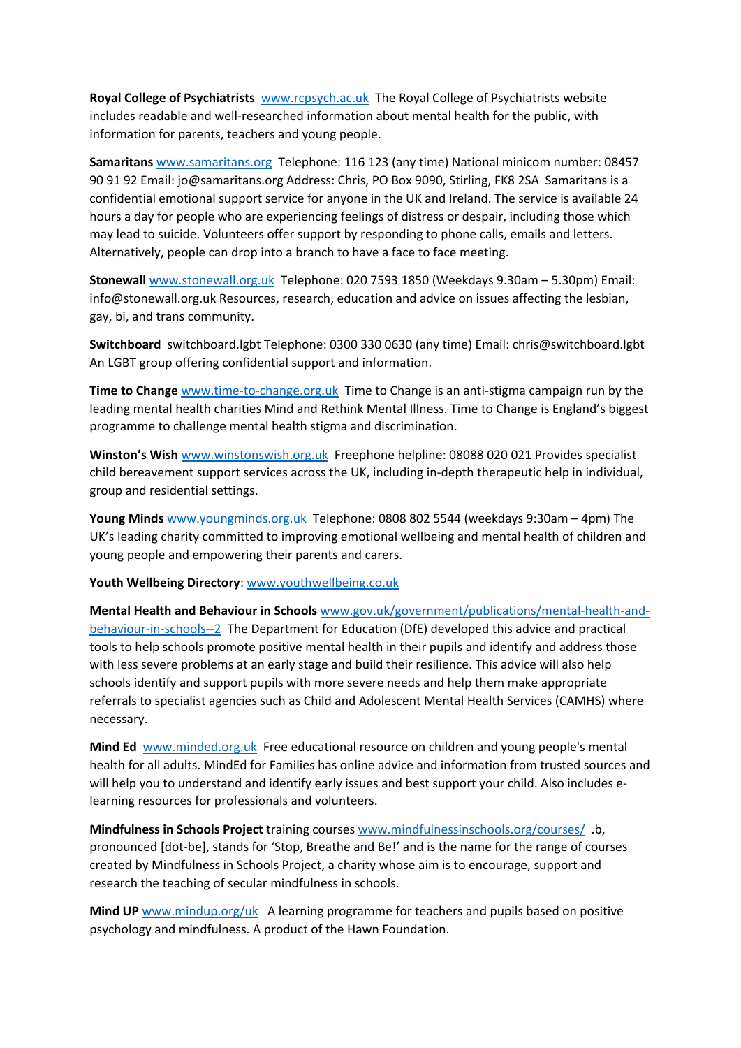**Royal College of Psychiatrists** www.rcpsych.ac.uk The Royal College of Psychiatrists website includes readable and well-researched information about mental health for the public, with information for parents, teachers and young people.

**Samaritans** www.samaritans.org Telephone: 116 123 (any time) National minicom number: 08457 90 91 92 Email: jo@samaritans.org Address: Chris, PO Box 9090, Stirling, FK8 2SA Samaritans is a confidential emotional support service for anyone in the UK and Ireland. The service is available 24 hours a day for people who are experiencing feelings of distress or despair, including those which may lead to suicide. Volunteers offer support by responding to phone calls, emails and letters. Alternatively, people can drop into a branch to have a face to face meeting.

**Stonewall** www.stonewall.org.uk Telephone: 020 7593 1850 (Weekdays 9.30am – 5.30pm) Email: info@stonewall.org.uk Resources, research, education and advice on issues affecting the lesbian, gay, bi, and trans community.

**Switchboard** switchboard.lgbt Telephone: 0300 330 0630 (any time) Email: chris@switchboard.lgbt An LGBT group offering confidential support and information.

**Time to Change** www.time-to-change.org.uk Time to Change is an anti-stigma campaign run by the leading mental health charities Mind and Rethink Mental Illness. Time to Change is England's biggest programme to challenge mental health stigma and discrimination.

**Winston's Wish** www.winstonswish.org.uk Freephone helpline: 08088 020 021 Provides specialist child bereavement support services across the UK, including in-depth therapeutic help in individual, group and residential settings.

**Young Minds** www.youngminds.org.uk Telephone: 0808 802 5544 (weekdays 9:30am – 4pm) The UK's leading charity committed to improving emotional wellbeing and mental health of children and young people and empowering their parents and carers.

**Youth Wellbeing Directory**: www.youthwellbeing.co.uk

**Mental Health and Behaviour in Schools** www.gov.uk/government/publications/mental-health-and-behaviour-in-schools--2 The Department for Education (DfE) developed this advice and practical tools to help schools promote positive mental health in their pupils and identify and address those with less severe problems at an early stage and build their resilience. This advice will also help schools identify and support pupils with more severe needs and help them make appropriate referrals to specialist agencies such as Child and Adolescent Mental Health Services (CAMHS) where necessary.

**Mind Ed** www.minded.org.uk Free educational resource on children and young people's mental health for all adults. MindEd for Families has online advice and information from trusted sources and will help you to understand and identify early issues and best support your child. Also includes e-learning resources for professionals and volunteers.

**Mindfulness in Schools Project** training courses www.mindfulnessinschools.org/courses/ .b, pronounced [dot-be], stands for 'Stop, Breathe and Be!' and is the name for the range of courses created by Mindfulness in Schools Project, a charity whose aim is to encourage, support and research the teaching of secular mindfulness in schools.

**Mind UP** www.mindup.org/uk A learning programme for teachers and pupils based on positive psychology and mindfulness. A product of the Hawn Foundation.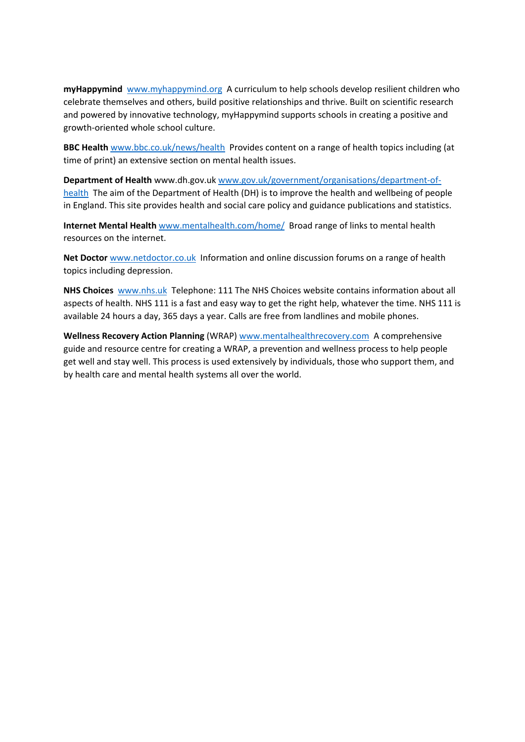**myHappymind** www.myhappymind.org A curriculum to help schools develop resilient children who celebrate themselves and others, build positive relationships and thrive. Built on scientific research and powered by innovative technology, myHappymind supports schools in creating a positive and growth-oriented whole school culture.

**BBC Health** www.bbc.co.uk/news/health Provides content on a range of health topics including (at time of print) an extensive section on mental health issues.

**Department of Health** www.dh.gov.uk www.gov.uk/government/organisations/department-of-health The aim of the Department of Health (DH) is to improve the health and wellbeing of people in England. This site provides health and social care policy and guidance publications and statistics.

**Internet Mental Health** www.mentalhealth.com/home/ Broad range of links to mental health resources on the internet.

**Net Doctor** www.netdoctor.co.uk Information and online discussion forums on a range of health topics including depression.

**NHS Choices** www.nhs.uk Telephone: 111 The NHS Choices website contains information about all aspects of health. NHS 111 is a fast and easy way to get the right help, whatever the time. NHS 111 is available 24 hours a day, 365 days a year. Calls are free from landlines and mobile phones.

**Wellness Recovery Action Planning** (WRAP) www.mentalhealthrecovery.com A comprehensive guide and resource centre for creating a WRAP, a prevention and wellness process to help people get well and stay well. This process is used extensively by individuals, those who support them, and by health care and mental health systems all over the world.